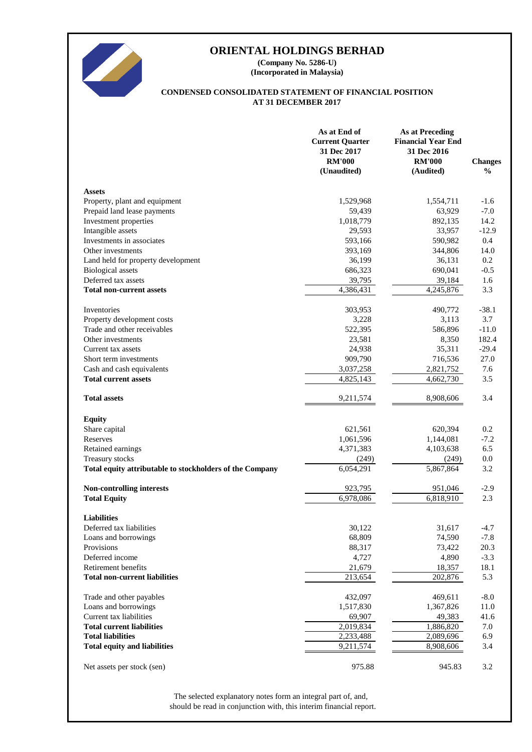# ORIENTAL HOLDINGS BERHAD

**(Company No. 5286-U)**
**(Incorporated in Malaysia)**

## CONDENSED CONSOLIDATED STATEMENT OF FINANCIAL POSITION AT 31 DECEMBER 2017

| | As at End of Current Quarter 31 Dec 2017 RM'000 (Unaudited) | As at Preceding Financial Year End 31 Dec 2016 RM'000 (Audited) | Changes % |
|---|---|---|---|
| **Assets** | | | |
| Property, plant and equipment | 1,529,968 | 1,554,711 | -1.6 |
| Prepaid land lease payments | 59,439 | 63,929 | -7.0 |
| Investment properties | 1,018,779 | 892,135 | 14.2 |
| Intangible assets | 29,593 | 33,957 | -12.9 |
| Investments in associates | 593,166 | 590,982 | 0.4 |
| Other investments | 393,169 | 344,806 | 14.0 |
| Land held for property development | 36,199 | 36,131 | 0.2 |
| Biological assets | 686,323 | 690,041 | -0.5 |
| Deferred tax assets | 39,795 | 39,184 | 1.6 |
| **Total non-current assets** | 4,386,431 | 4,245,876 | 3.3 |
| | | | |
| Inventories | 303,953 | 490,772 | -38.1 |
| Property development costs | 3,228 | 3,113 | 3.7 |
| Trade and other receivables | 522,395 | 586,896 | -11.0 |
| Other investments | 23,581 | 8,350 | 182.4 |
| Current tax assets | 24,938 | 35,311 | -29.4 |
| Short term investments | 909,790 | 716,536 | 27.0 |
| Cash and cash equivalents | 3,037,258 | 2,821,752 | 7.6 |
| **Total current assets** | 4,825,143 | 4,662,730 | 3.5 |
| | | | |
| **Total assets** | 9,211,574 | 8,908,606 | 3.4 |
| | | | |
| **Equity** | | | |
| Share capital | 621,561 | 620,394 | 0.2 |
| Reserves | 1,061,596 | 1,144,081 | -7.2 |
| Retained earnings | 4,371,383 | 4,103,638 | 6.5 |
| Treasury stocks | (249) | (249) | 0.0 |
| **Total equity attributable to stockholders of the Company** | 6,054,291 | 5,867,864 | 3.2 |
| | | | |
| **Non-controlling interests** | 923,795 | 951,046 | -2.9 |
| **Total Equity** | 6,978,086 | 6,818,910 | 2.3 |
| | | | |
| **Liabilities** | | | |
| Deferred tax liabilities | 30,122 | 31,617 | -4.7 |
| Loans and borrowings | 68,809 | 74,590 | -7.8 |
| Provisions | 88,317 | 73,422 | 20.3 |
| Deferred income | 4,727 | 4,890 | -3.3 |
| Retirement benefits | 21,679 | 18,357 | 18.1 |
| **Total non-current liabilities** | 213,654 | 202,876 | 5.3 |
| | | | |
| Trade and other payables | 432,097 | 469,611 | -8.0 |
| Loans and borrowings | 1,517,830 | 1,367,826 | 11.0 |
| Current tax liabilities | 69,907 | 49,383 | 41.6 |
| **Total current liabilities** | 2,019,834 | 1,886,820 | 7.0 |
| **Total liabilities** | 2,233,488 | 2,089,696 | 6.9 |
| **Total equity and liabilities** | 9,211,574 | 8,908,606 | 3.4 |
| | | | |
| Net assets per stock (sen) | 975.88 | 945.83 | 3.2 |

The selected explanatory notes form an integral part of, and, should be read in conjunction with, this interim financial report.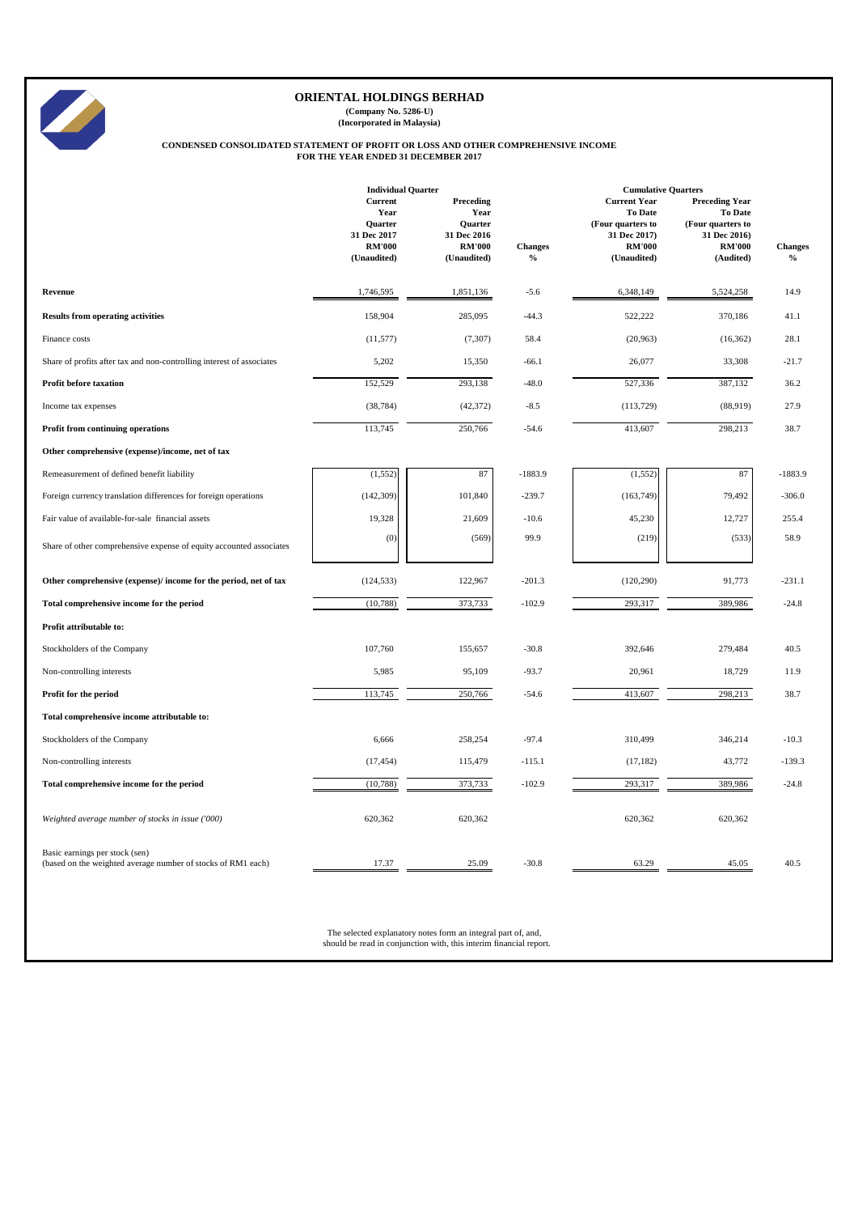# ORIENTAL HOLDINGS BERHAD

**(Company No. 5286-U)**
**(Incorporated in Malaysia)**

**CONDENSED CONSOLIDATED STATEMENT OF PROFIT OR LOSS AND OTHER COMPREHENSIVE INCOME**
**FOR THE YEAR ENDED 31 DECEMBER 2017**

| | Individual Quarter | | | Cumulative Quarters | | |
|---|---|---|---|---|---|---|
| | Current Year Quarter 31 Dec 2017 RM'000 (Unaudited) | Preceding Year Quarter 31 Dec 2016 RM'000 (Unaudited) | Changes % | Current Year To Date (Four quarters to 31 Dec 2017) RM'000 (Unaudited) | Preceding Year To Date (Four quarters to 31 Dec 2016) RM'000 (Audited) | Changes % |
| **Revenue** | 1,746,595 | 1,851,136 | -5.6 | 6,348,149 | 5,524,258 | 14.9 |
| **Results from operating activities** | 158,904 | 285,095 | -44.3 | 522,222 | 370,186 | 41.1 |
| Finance costs | (11,577) | (7,307) | 58.4 | (20,963) | (16,362) | 28.1 |
| Share of profits after tax and non-controlling interest of associates | 5,202 | 15,350 | -66.1 | 26,077 | 33,308 | -21.7 |
| **Profit before taxation** | 152,529 | 293,138 | -48.0 | 527,336 | 387,132 | 36.2 |
| Income tax expenses | (38,784) | (42,372) | -8.5 | (113,729) | (88,919) | 27.9 |
| **Profit from continuing operations** | 113,745 | 250,766 | -54.6 | 413,607 | 298,213 | 38.7 |
| **Other comprehensive (expense)/income, net of tax** | | | | | | |
| Remeasurement of defined benefit liability | (1,552) | 87 | -1883.9 | (1,552) | 87 | -1883.9 |
| Foreign currency translation differences for foreign operations | (142,309) | 101,840 | -239.7 | (163,749) | 79,492 | -306.0 |
| Fair value of available-for-sale financial assets | 19,328 | 21,609 | -10.6 | 45,230 | 12,727 | 255.4 |
| Share of other comprehensive expense of equity accounted associates | (0) | (569) | 99.9 | (219) | (533) | 58.9 |
| **Other comprehensive (expense)/ income for the period, net of tax** | (124,533) | 122,967 | -201.3 | (120,290) | 91,773 | -231.1 |
| **Total comprehensive income for the period** | (10,788) | 373,733 | -102.9 | 293,317 | 389,986 | -24.8 |
| **Profit attributable to:** | | | | | | |
| Stockholders of the Company | 107,760 | 155,657 | -30.8 | 392,646 | 279,484 | 40.5 |
| Non-controlling interests | 5,985 | 95,109 | -93.7 | 20,961 | 18,729 | 11.9 |
| **Profit for the period** | 113,745 | 250,766 | -54.6 | 413,607 | 298,213 | 38.7 |
| **Total comprehensive income attributable to:** | | | | | | |
| Stockholders of the Company | 6,666 | 258,254 | -97.4 | 310,499 | 346,214 | -10.3 |
| Non-controlling interests | (17,454) | 115,479 | -115.1 | (17,182) | 43,772 | -139.3 |
| **Total comprehensive income for the period** | (10,788) | 373,733 | -102.9 | 293,317 | 389,986 | -24.8 |
| *Weighted average number of stocks in issue ('000)* | 620,362 | 620,362 | | 620,362 | 620,362 | |
| Basic earnings per stock (sen) (based on the weighted average number of stocks of RM1 each) | 17.37 | 25.09 | -30.8 | 63.29 | 45.05 | 40.5 |

The selected explanatory notes form an integral part of, and, should be read in conjunction with, this interim financial report.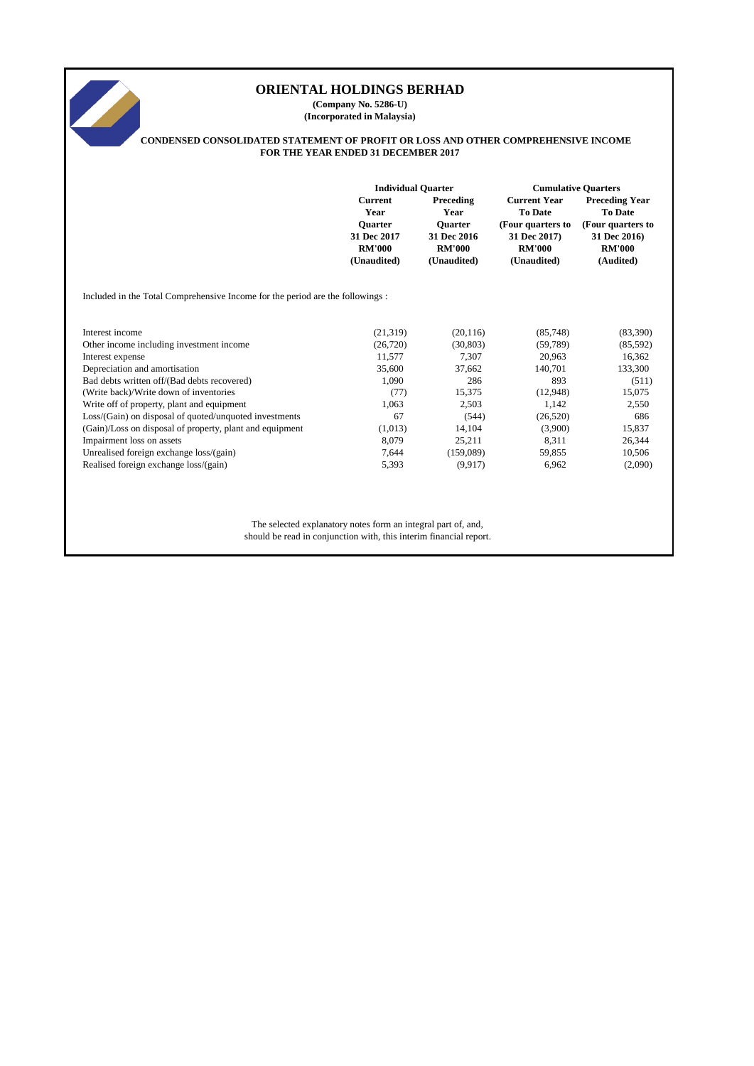# ORIENTAL HOLDINGS BERHAD

**(Company No. 5286-U)**
**(Incorporated in Malaysia)**

## CONDENSED CONSOLIDATED STATEMENT OF PROFIT OR LOSS AND OTHER COMPREHENSIVE INCOME FOR THE YEAR ENDED 31 DECEMBER 2017

| | Individual Quarter | | Cumulative Quarters | |
|---|---|---|---|---|
| | Current Year Quarter 31 Dec 2017 RM'000 (Unaudited) | Preceding Year Quarter 31 Dec 2016 RM'000 (Unaudited) | Current Year To Date (Four quarters to 31 Dec 2017) RM'000 (Unaudited) | Preceding Year To Date (Four quarters to 31 Dec 2016) RM'000 (Audited) |
| Included in the Total Comprehensive Income for the period are the followings : | | | | |
| Interest income | (21,319) | (20,116) | (85,748) | (83,390) |
| Other income including investment income | (26,720) | (30,803) | (59,789) | (85,592) |
| Interest expense | 11,577 | 7,307 | 20,963 | 16,362 |
| Depreciation and amortisation | 35,600 | 37,662 | 140,701 | 133,300 |
| Bad debts written off/(Bad debts recovered) | 1,090 | 286 | 893 | (511) |
| (Write back)/Write down of inventories | (77) | 15,375 | (12,948) | 15,075 |
| Write off of property, plant and equipment | 1,063 | 2,503 | 1,142 | 2,550 |
| Loss/(Gain) on disposal of quoted/unquoted investments | 67 | (544) | (26,520) | 686 |
| (Gain)/Loss on disposal of property, plant and equipment | (1,013) | 14,104 | (3,900) | 15,837 |
| Impairment loss on assets | 8,079 | 25,211 | 8,311 | 26,344 |
| Unrealised foreign exchange loss/(gain) | 7,644 | (159,089) | 59,855 | 10,506 |
| Realised foreign exchange loss/(gain) | 5,393 | (9,917) | 6,962 | (2,090) |

The selected explanatory notes form an integral part of, and, should be read in conjunction with, this interim financial report.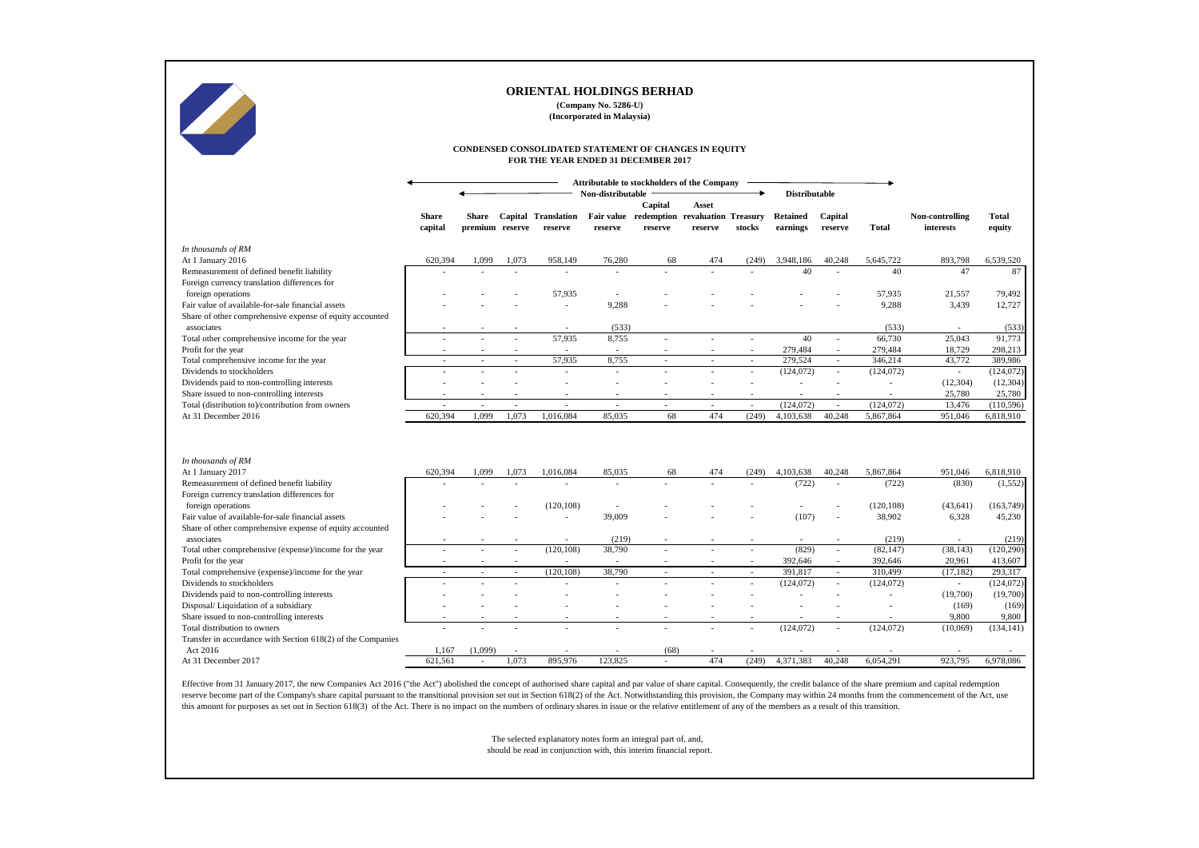# ORIENTAL HOLDINGS BERHAD

**(Company No. 5286-U)**
**(Incorporated in Malaysia)**

## CONDENSED CONSOLIDATED STATEMENT OF CHANGES IN EQUITY
## FOR THE YEAR ENDED 31 DECEMBER 2017

| | Attributable to stockholders of the Company | | | | | | | | | | | | |
|---|---|---|---|---|---|---|---|---|---|---|---|---|---|
| | | Non-distributable | | | | | | | Distributable | | | | |
| | Share capital | Share premium | Capital reserve | Translation reserve | Fair value reserve | Capital redemption reserve | Asset revaluation reserve | Treasury stocks | Retained earnings | Capital reserve | Total | Non-controlling interests | Total equity |
| *In thousands of RM* | | | | | | | | | | | | | |
| At 1 January 2016 | 620,394 | 1,099 | 1,073 | 958,149 | 76,280 | 68 | 474 | (249) | 3,948,186 | 40,248 | 5,645,722 | 893,798 | 6,539,520 |
| Remeasurement of defined benefit liability | - | - | - | - | - | - | - | - | 40 | - | 40 | 47 | 87 |
| Foreign currency translation differences for foreign operations | - | - | - | 57,935 | - | - | - | - | - | - | 57,935 | 21,557 | 79,492 |
| Fair value of available-for-sale financial assets | - | - | - | - | 9,288 | - | - | - | - | - | 9,288 | 3,439 | 12,727 |
| Share of other comprehensive expense of equity accounted associates | - | - | - | - | (533) | | | | | | (533) | - | (533) |
| Total other comprehensive income for the year | - | - | - | 57,935 | 8,755 | - | - | - | 40 | - | 66,730 | 25,043 | 91,773 |
| Profit for the year | - | - | - | - | - | - | - | - | 279,484 | - | 279,484 | 18,729 | 298,213 |
| Total comprehensive income for the year | - | - | - | 57,935 | 8,755 | - | - | - | 279,524 | - | 346,214 | 43,772 | 389,986 |
| Dividends to stockholders | - | - | - | - | - | - | - | - | (124,072) | - | (124,072) | - | (124,072) |
| Dividends paid to non-controlling interests | - | - | - | - | - | - | - | - | - | - | - | (12,304) | (12,304) |
| Share issued to non-controlling interests | - | - | - | - | - | - | - | - | - | - | - | 25,780 | 25,780 |
| Total (distribution to)/contribution from owners | - | - | - | - | - | - | - | - | (124,072) | - | (124,072) | 13,476 | (110,596) |
| At 31 December 2016 | 620,394 | 1,099 | 1,073 | 1,016,084 | 85,035 | 68 | 474 | (249) | 4,103,638 | 40,248 | 5,867,864 | 951,046 | 6,818,910 |
| | | | | | | | | | | | | | |
| *In thousands of RM* | | | | | | | | | | | | | |
| At 1 January 2017 | 620,394 | 1,099 | 1,073 | 1,016,084 | 85,035 | 68 | 474 | (249) | 4,103,638 | 40,248 | 5,867,864 | 951,046 | 6,818,910 |
| Remeasurement of defined benefit liability | - | - | - | - | - | - | - | - | (722) | - | (722) | (830) | (1,552) |
| Foreign currency translation differences for foreign operations | - | - | - | (120,108) | - | - | - | - | - | - | (120,108) | (43,641) | (163,749) |
| Fair value of available-for-sale financial assets | - | - | - | - | 39,009 | - | - | - | (107) | - | 38,902 | 6,328 | 45,230 |
| Share of other comprehensive expense of equity accounted associates | - | - | - | - | (219) | - | - | - | - | - | (219) | - | (219) |
| Total other comprehensive (expense)/income for the year | - | - | - | (120,108) | 38,790 | - | - | - | (829) | - | (82,147) | (38,143) | (120,290) |
| Profit for the year | - | - | - | - | - | - | - | - | 392,646 | - | 392,646 | 20,961 | 413,607 |
| Total comprehensive (expense)/income for the year | - | - | - | (120,108) | 38,790 | - | - | - | 391,817 | - | 310,499 | (17,182) | 293,317 |
| Dividends to stockholders | - | - | - | - | - | - | - | - | (124,072) | - | (124,072) | - | (124,072) |
| Dividends paid to non-controlling interests | - | - | - | - | - | - | - | - | - | - | - | (19,700) | (19,700) |
| Disposal/ Liquidation of a subsidiary | - | - | - | - | - | - | - | - | - | - | - | (169) | (169) |
| Share issued to non-controlling interests | - | - | - | - | - | - | - | - | - | - | - | 9,800 | 9,800 |
| Total distribution to owners | - | - | - | - | - | - | - | - | (124,072) | - | (124,072) | (10,069) | (134,141) |
| Transfer in accordance with Section 618(2) of the Companies Act 2016 | 1,167 | (1,099) | - | - | - | (68) | - | - | - | - | - | - | - |
| At 31 December 2017 | 621,561 | - | 1,073 | 895,976 | 123,825 | - | 474 | (249) | 4,371,383 | 40,248 | 6,054,291 | 923,795 | 6,978,086 |

Effective from 31 January 2017, the new Companies Act 2016 ("the Act") abolished the concept of authorised share capital and par value of share capital. Consequently, the credit balance of the share premium and capital redemption reserve become part of the Company's share capital pursuant to the transitional provision set out in Section 618(2) of the Act. Notwithstanding this provision, the Company may within 24 months from the commencement of the Act, use this amount for purposes as set out in Section 618(3) of the Act. There is no impact on the numbers of ordinary shares in issue or the relative entitlement of any of the members as a result of this transition.

The selected explanatory notes form an integral part of, and, should be read in conjunction with, this interim financial report.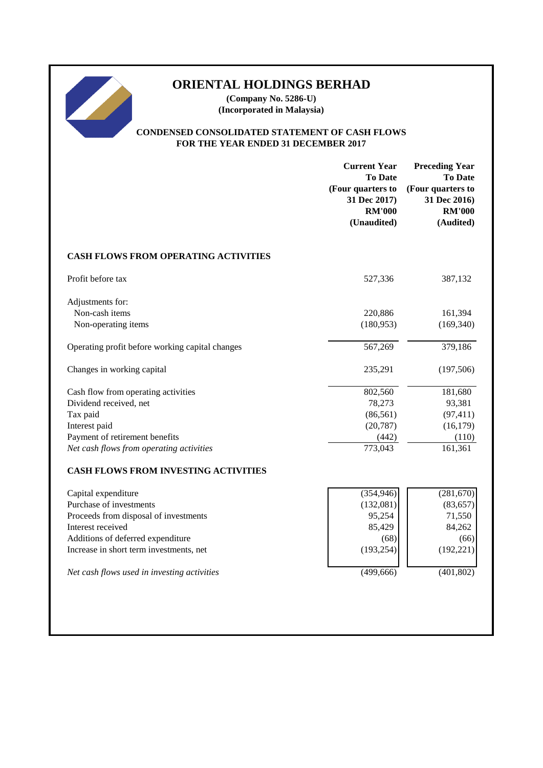# ORIENTAL HOLDINGS BERHAD

**(Company No. 5286-U)**
**(Incorporated in Malaysia)**

## CONDENSED CONSOLIDATED STATEMENT OF CASH FLOWS FOR THE YEAR ENDED 31 DECEMBER 2017

| | Current Year To Date (Four quarters to 31 Dec 2017) RM'000 (Unaudited) | Preceding Year To Date (Four quarters to 31 Dec 2016) RM'000 (Audited) |
|---|---|---|
| **CASH FLOWS FROM OPERATING ACTIVITIES** | | |
| Profit before tax | 527,336 | 387,132 |
| Adjustments for: | | |
| Non-cash items | 220,886 | 161,394 |
| Non-operating items | (180,953) | (169,340) |
| Operating profit before working capital changes | 567,269 | 379,186 |
| Changes in working capital | 235,291 | (197,506) |
| Cash flow from operating activities | 802,560 | 181,680 |
| Dividend received, net | 78,273 | 93,381 |
| Tax paid | (86,561) | (97,411) |
| Interest paid | (20,787) | (16,179) |
| Payment of retirement benefits | (442) | (110) |
| *Net cash flows from operating activities* | 773,043 | 161,361 |
| **CASH FLOWS FROM INVESTING ACTIVITIES** | | |
| Capital expenditure | (354,946) | (281,670) |
| Purchase of investments | (132,081) | (83,657) |
| Proceeds from disposal of investments | 95,254 | 71,550 |
| Interest received | 85,429 | 84,262 |
| Additions of deferred expenditure | (68) | (66) |
| Increase in short term investments, net | (193,254) | (192,221) |
| *Net cash flows used in investing activities* | (499,666) | (401,802) |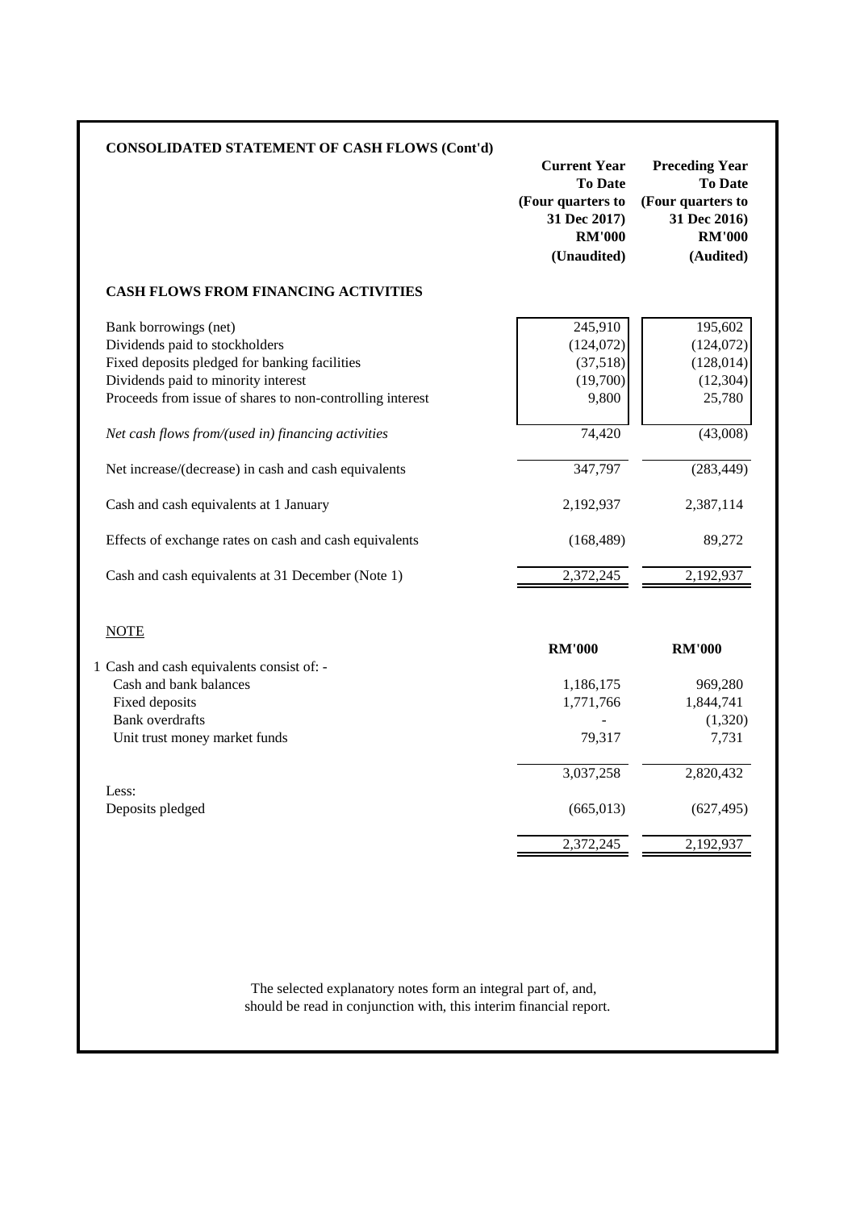## CONSOLIDATED STATEMENT OF CASH FLOWS (Cont'd)

| | Current Year To Date (Four quarters to 31 Dec 2017) RM'000 (Unaudited) | Preceding Year To Date (Four quarters to 31 Dec 2016) RM'000 (Audited) |
|---|---|---|
| **CASH FLOWS FROM FINANCING ACTIVITIES** | | |
| Bank borrowings (net) | 245,910 | 195,602 |
| Dividends paid to stockholders | (124,072) | (124,072) |
| Fixed deposits pledged for banking facilities | (37,518) | (128,014) |
| Dividends paid to minority interest | (19,700) | (12,304) |
| Proceeds from issue of shares to non-controlling interest | 9,800 | 25,780 |
| *Net cash flows from/(used in) financing activities* | 74,420 | (43,008) |
| Net increase/(decrease) in cash and cash equivalents | 347,797 | (283,449) |
| Cash and cash equivalents at 1 January | 2,192,937 | 2,387,114 |
| Effects of exchange rates on cash and cash equivalents | (168,489) | 89,272 |
| Cash and cash equivalents at 31 December (Note 1) | 2,372,245 | 2,192,937 |

<u>NOTE</u>

| | RM'000 | RM'000 |
|---|---|---|
| 1 Cash and cash equivalents consist of: - | | |
| Cash and bank balances | 1,186,175 | 969,280 |
| Fixed deposits | 1,771,766 | 1,844,741 |
| Bank overdrafts | - | (1,320) |
| Unit trust money market funds | 79,317 | 7,731 |
| | 3,037,258 | 2,820,432 |
| Less: | | |
| Deposits pledged | (665,013) | (627,495) |
| | 2,372,245 | 2,192,937 |

The selected explanatory notes form an integral part of, and, should be read in conjunction with, this interim financial report.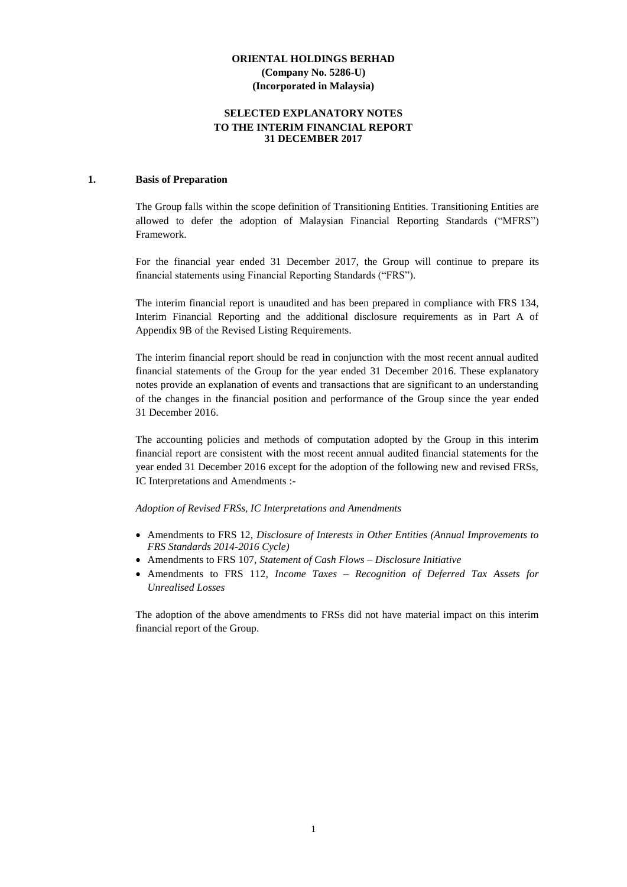**ORIENTAL HOLDINGS BERHAD**
**(Company No. 5286-U)**
**(Incorporated in Malaysia)**

**SELECTED EXPLANATORY NOTES**
**TO THE INTERIM FINANCIAL REPORT**
**31 DECEMBER 2017**

## 1. Basis of Preparation

The Group falls within the scope definition of Transitioning Entities. Transitioning Entities are allowed to defer the adoption of Malaysian Financial Reporting Standards ("MFRS") Framework.

For the financial year ended 31 December 2017, the Group will continue to prepare its financial statements using Financial Reporting Standards ("FRS").

The interim financial report is unaudited and has been prepared in compliance with FRS 134, Interim Financial Reporting and the additional disclosure requirements as in Part A of Appendix 9B of the Revised Listing Requirements.

The interim financial report should be read in conjunction with the most recent annual audited financial statements of the Group for the year ended 31 December 2016. These explanatory notes provide an explanation of events and transactions that are significant to an understanding of the changes in the financial position and performance of the Group since the year ended 31 December 2016.

The accounting policies and methods of computation adopted by the Group in this interim financial report are consistent with the most recent annual audited financial statements for the year ended 31 December 2016 except for the adoption of the following new and revised FRSs, IC Interpretations and Amendments :-

*Adoption of Revised FRSs, IC Interpretations and Amendments*

- Amendments to FRS 12, *Disclosure of Interests in Other Entities (Annual Improvements to FRS Standards 2014-2016 Cycle)*
- Amendments to FRS 107, *Statement of Cash Flows – Disclosure Initiative*
- Amendments to FRS 112, *Income Taxes – Recognition of Deferred Tax Assets for Unrealised Losses*

The adoption of the above amendments to FRSs did not have material impact on this interim financial report of the Group.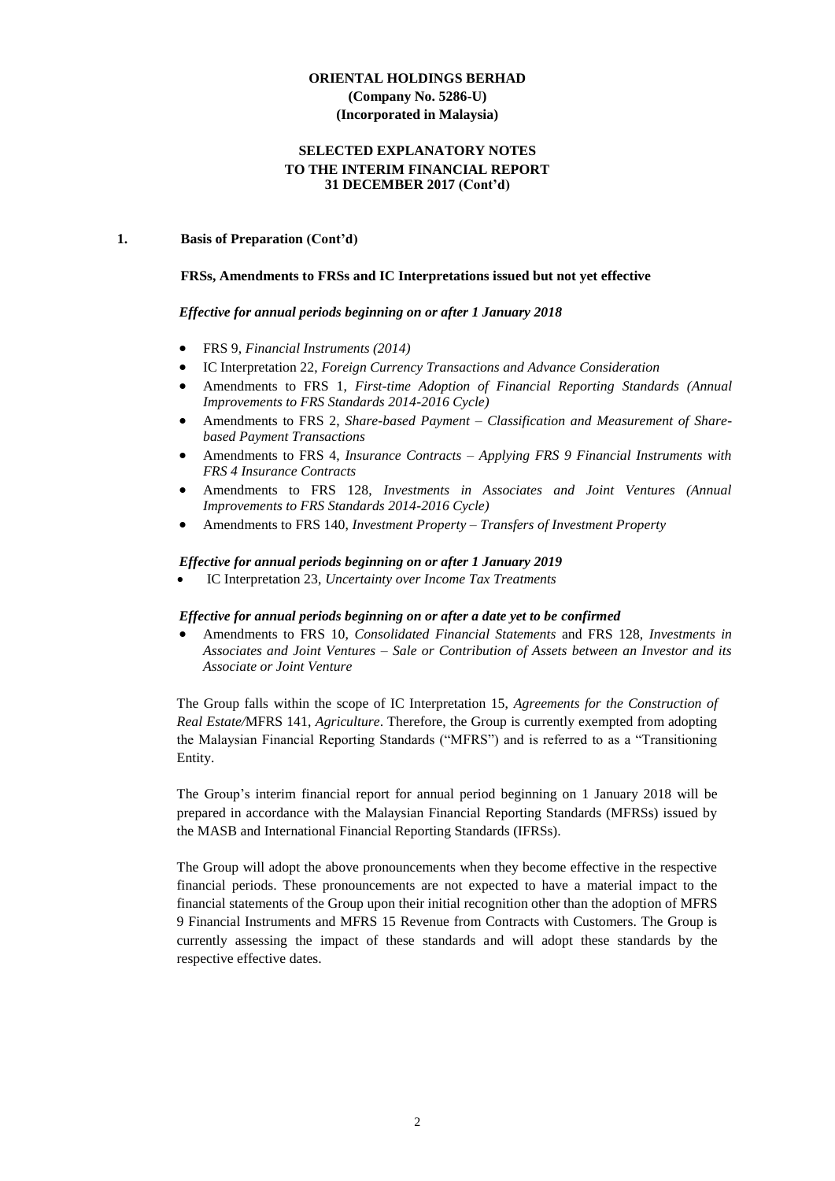**ORIENTAL HOLDINGS BERHAD**
**(Company No. 5286-U)**
**(Incorporated in Malaysia)**

**SELECTED EXPLANATORY NOTES**
**TO THE INTERIM FINANCIAL REPORT**
**31 DECEMBER 2017 (Cont'd)**

## 1. Basis of Preparation (Cont'd)

**FRSs, Amendments to FRSs and IC Interpretations issued but not yet effective**

***Effective for annual periods beginning on or after 1 January 2018***

- FRS 9, *Financial Instruments (2014)*
- IC Interpretation 22, *Foreign Currency Transactions and Advance Consideration*
- Amendments to FRS 1, *First-time Adoption of Financial Reporting Standards (Annual Improvements to FRS Standards 2014-2016 Cycle)*
- Amendments to FRS 2, *Share-based Payment – Classification and Measurement of Share-based Payment Transactions*
- Amendments to FRS 4, *Insurance Contracts – Applying FRS 9 Financial Instruments with FRS 4 Insurance Contracts*
- Amendments to FRS 128, *Investments in Associates and Joint Ventures (Annual Improvements to FRS Standards 2014-2016 Cycle)*
- Amendments to FRS 140, *Investment Property – Transfers of Investment Property*

***Effective for annual periods beginning on or after 1 January 2019***

- IC Interpretation 23, *Uncertainty over Income Tax Treatments*

***Effective for annual periods beginning on or after a date yet to be confirmed***

- Amendments to FRS 10, *Consolidated Financial Statements* and FRS 128, *Investments in Associates and Joint Ventures – Sale or Contribution of Assets between an Investor and its Associate or Joint Venture*

The Group falls within the scope of IC Interpretation 15, *Agreements for the Construction of Real Estate/*MFRS 141, *Agriculture*. Therefore, the Group is currently exempted from adopting the Malaysian Financial Reporting Standards ("MFRS") and is referred to as a "Transitioning Entity.

The Group's interim financial report for annual period beginning on 1 January 2018 will be prepared in accordance with the Malaysian Financial Reporting Standards (MFRSs) issued by the MASB and International Financial Reporting Standards (IFRSs).

The Group will adopt the above pronouncements when they become effective in the respective financial periods. These pronouncements are not expected to have a material impact to the financial statements of the Group upon their initial recognition other than the adoption of MFRS 9 Financial Instruments and MFRS 15 Revenue from Contracts with Customers. The Group is currently assessing the impact of these standards and will adopt these standards by the respective effective dates.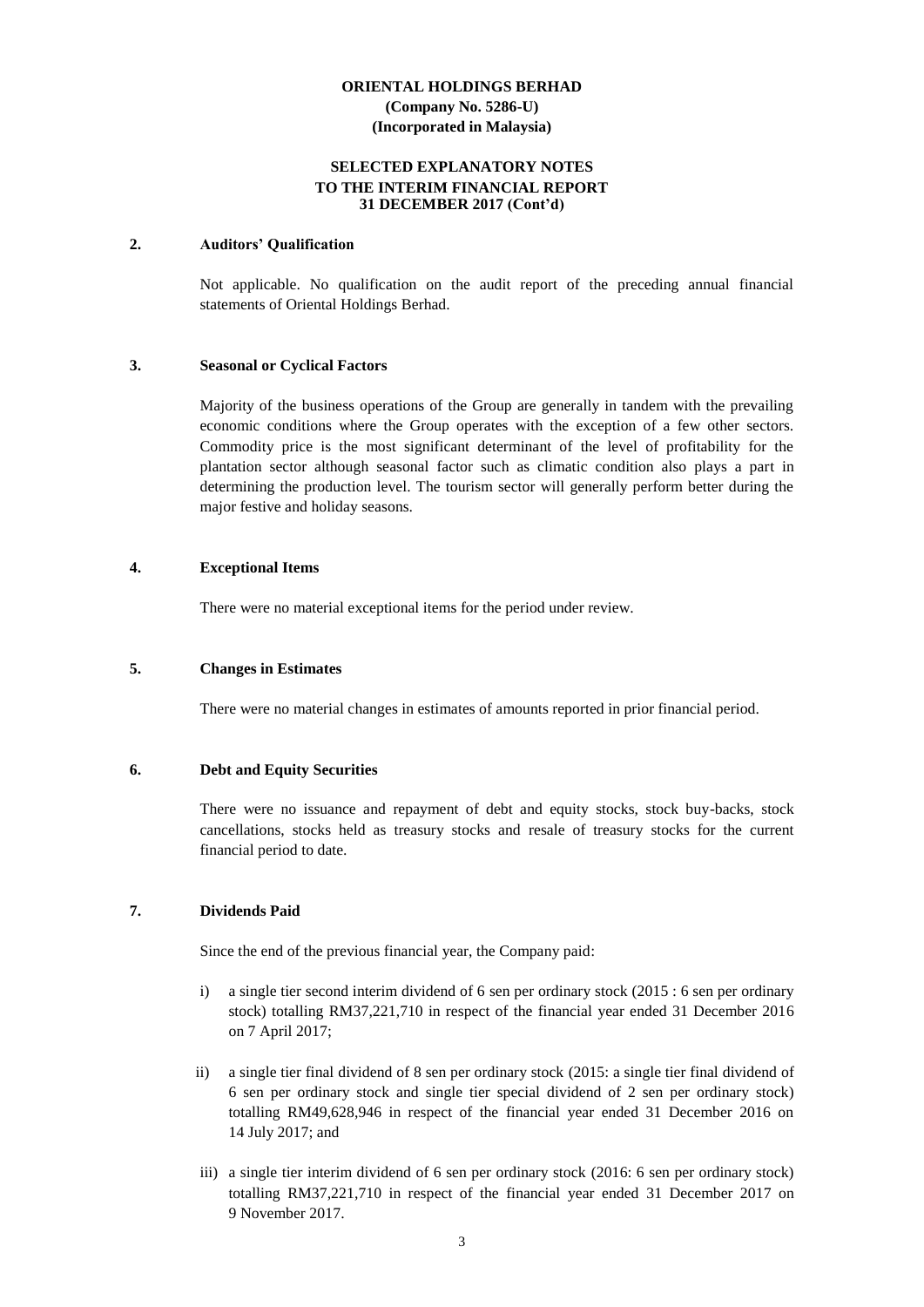**ORIENTAL HOLDINGS BERHAD**
**(Company No. 5286-U)**
**(Incorporated in Malaysia)**

**SELECTED EXPLANATORY NOTES**
**TO THE INTERIM FINANCIAL REPORT**
**31 DECEMBER 2017 (Cont'd)**

## 2. Auditors' Qualification

Not applicable. No qualification on the audit report of the preceding annual financial statements of Oriental Holdings Berhad.

## 3. Seasonal or Cyclical Factors

Majority of the business operations of the Group are generally in tandem with the prevailing economic conditions where the Group operates with the exception of a few other sectors. Commodity price is the most significant determinant of the level of profitability for the plantation sector although seasonal factor such as climatic condition also plays a part in determining the production level. The tourism sector will generally perform better during the major festive and holiday seasons.

## 4. Exceptional Items

There were no material exceptional items for the period under review.

## 5. Changes in Estimates

There were no material changes in estimates of amounts reported in prior financial period.

## 6. Debt and Equity Securities

There were no issuance and repayment of debt and equity stocks, stock buy-backs, stock cancellations, stocks held as treasury stocks and resale of treasury stocks for the current financial period to date.

## 7. Dividends Paid

Since the end of the previous financial year, the Company paid:

i) a single tier second interim dividend of 6 sen per ordinary stock (2015 : 6 sen per ordinary stock) totalling RM37,221,710 in respect of the financial year ended 31 December 2016 on 7 April 2017;

ii) a single tier final dividend of 8 sen per ordinary stock (2015: a single tier final dividend of 6 sen per ordinary stock and single tier special dividend of 2 sen per ordinary stock) totalling RM49,628,946 in respect of the financial year ended 31 December 2016 on 14 July 2017; and

iii) a single tier interim dividend of 6 sen per ordinary stock (2016: 6 sen per ordinary stock) totalling RM37,221,710 in respect of the financial year ended 31 December 2017 on 9 November 2017.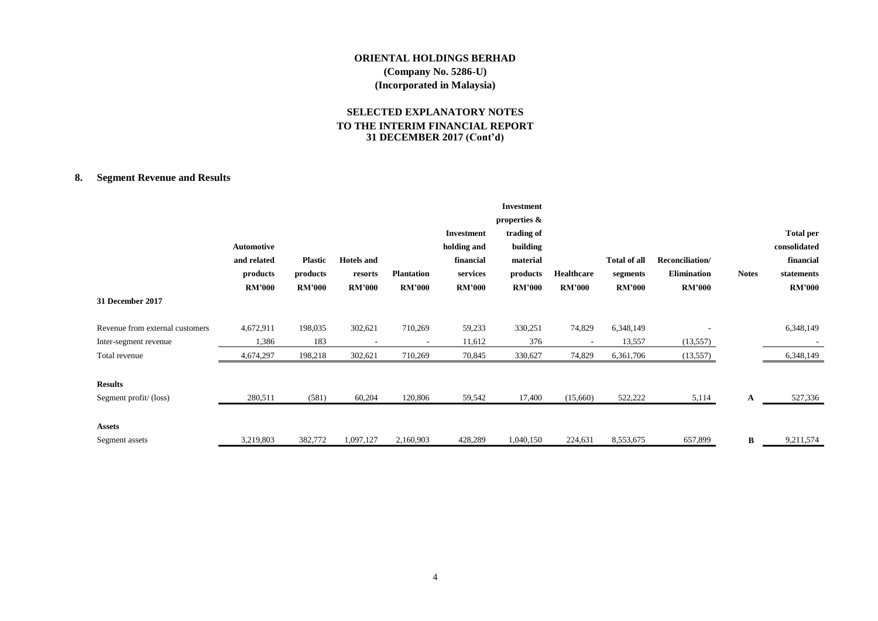# ORIENTAL HOLDINGS BERHAD
**(Company No. 5286-U)**
**(Incorporated in Malaysia)**

## SELECTED EXPLANATORY NOTES
## TO THE INTERIM FINANCIAL REPORT
## 31 DECEMBER 2017 (Cont'd)

### 8. Segment Revenue and Results

| | Automotive and related products RM'000 | Plastic products RM'000 | Hotels and resorts RM'000 | Plantation RM'000 | Investment holding and financial services RM'000 | Investment properties & trading of building material products RM'000 | Healthcare RM'000 | Total of all segments RM'000 | Reconciliation/ Elimination RM'000 | Notes | Total per consolidated financial statements RM'000 |
|---|---|---|---|---|---|---|---|---|---|---|---|
| **31 December 2017** | | | | | | | | | | | |
| Revenue from external customers | 4,672,911 | 198,035 | 302,621 | 710,269 | 59,233 | 330,251 | 74,829 | 6,348,149 | - | | 6,348,149 |
| Inter-segment revenue | 1,386 | 183 | - | - | 11,612 | 376 | - | 13,557 | (13,557) | | - |
| Total revenue | 4,674,297 | 198,218 | 302,621 | 710,269 | 70,845 | 330,627 | 74,829 | 6,361,706 | (13,557) | | 6,348,149 |
| **Results** | | | | | | | | | | | |
| Segment profit/ (loss) | 280,511 | (581) | 60,204 | 120,806 | 59,542 | 17,400 | (15,660) | 522,222 | 5,114 | A | 527,336 |
| **Assets** | | | | | | | | | | | |
| Segment assets | 3,219,803 | 382,772 | 1,097,127 | 2,160,903 | 428,289 | 1,040,150 | 224,631 | 8,553,675 | 657,899 | B | 9,211,574 |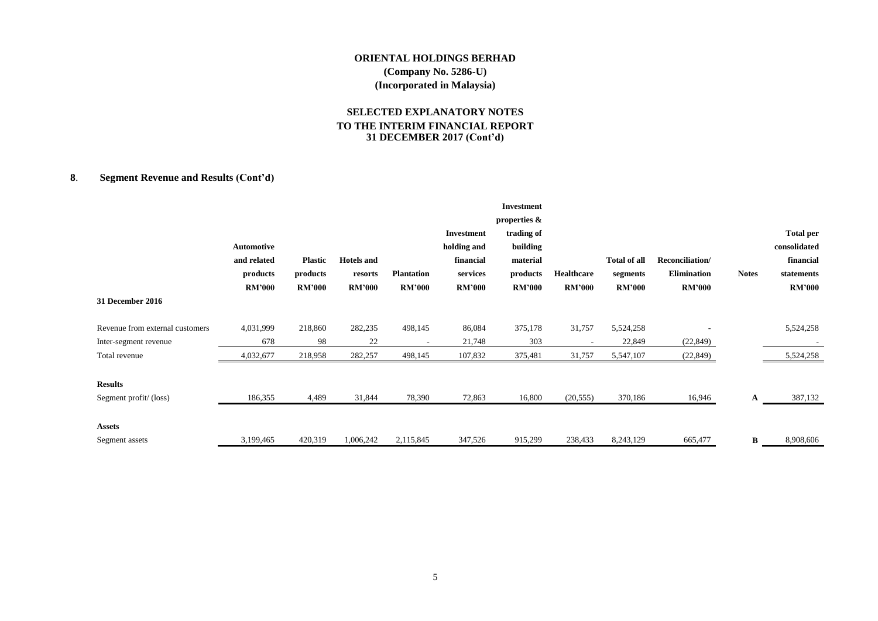# ORIENTAL HOLDINGS BERHAD
**(Company No. 5286-U)**
**(Incorporated in Malaysia)**

## SELECTED EXPLANATORY NOTES TO THE INTERIM FINANCIAL REPORT 31 DECEMBER 2017 (Cont'd)

### 8. Segment Revenue and Results (Cont'd)

| | Automotive and related products RM'000 | Plastic products RM'000 | Hotels and resorts RM'000 | Plantation RM'000 | Investment holding and financial services RM'000 | Investment properties & trading of building material products RM'000 | Healthcare RM'000 | Total of all segments RM'000 | Reconciliation/ Elimination RM'000 | Notes | Total per consolidated financial statements RM'000 |
|---|---|---|---|---|---|---|---|---|---|---|---|
| **31 December 2016** | | | | | | | | | | | |
| Revenue from external customers | 4,031,999 | 218,860 | 282,235 | 498,145 | 86,084 | 375,178 | 31,757 | 5,524,258 | - | | 5,524,258 |
| Inter-segment revenue | 678 | 98 | 22 | - | 21,748 | 303 | - | 22,849 | (22,849) | | - |
| Total revenue | 4,032,677 | 218,958 | 282,257 | 498,145 | 107,832 | 375,481 | 31,757 | 5,547,107 | (22,849) | | 5,524,258 |
| **Results** | | | | | | | | | | | |
| Segment profit/ (loss) | 186,355 | 4,489 | 31,844 | 78,390 | 72,863 | 16,800 | (20,555) | 370,186 | 16,946 | A | 387,132 |
| **Assets** | | | | | | | | | | | |
| Segment assets | 3,199,465 | 420,319 | 1,006,242 | 2,115,845 | 347,526 | 915,299 | 238,433 | 8,243,129 | 665,477 | B | 8,908,606 |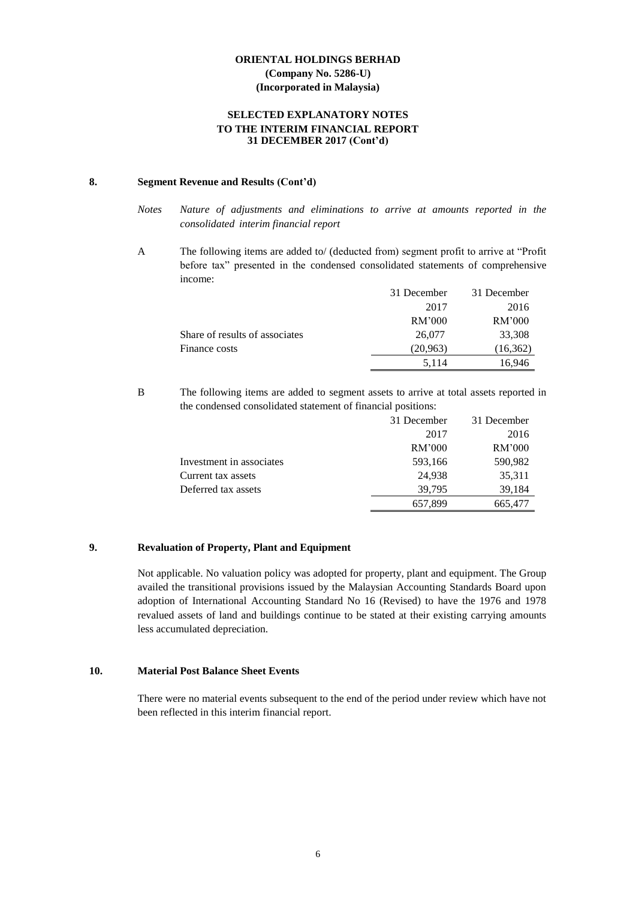**ORIENTAL HOLDINGS BERHAD**
**(Company No. 5286-U)**
**(Incorporated in Malaysia)**

**SELECTED EXPLANATORY NOTES**
**TO THE INTERIM FINANCIAL REPORT**
**31 DECEMBER 2017 (Cont'd)**

## 8. Segment Revenue and Results (Cont'd)

*Notes* *Nature of adjustments and eliminations to arrive at amounts reported in the consolidated interim financial report*

A The following items are added to/ (deducted from) segment profit to arrive at "Profit before tax" presented in the condensed consolidated statements of comprehensive income:

| | 31 December 2017 RM'000 | 31 December 2016 RM'000 |
|---|---|---|
| Share of results of associates | 26,077 | 33,308 |
| Finance costs | (20,963) | (16,362) |
| | 5,114 | 16,946 |

B The following items are added to segment assets to arrive at total assets reported in the condensed consolidated statement of financial positions:

| | 31 December 2017 RM'000 | 31 December 2016 RM'000 |
|---|---|---|
| Investment in associates | 593,166 | 590,982 |
| Current tax assets | 24,938 | 35,311 |
| Deferred tax assets | 39,795 | 39,184 |
| | 657,899 | 665,477 |

## 9. Revaluation of Property, Plant and Equipment

Not applicable. No valuation policy was adopted for property, plant and equipment. The Group availed the transitional provisions issued by the Malaysian Accounting Standards Board upon adoption of International Accounting Standard No 16 (Revised) to have the 1976 and 1978 revalued assets of land and buildings continue to be stated at their existing carrying amounts less accumulated depreciation.

## 10. Material Post Balance Sheet Events

There were no material events subsequent to the end of the period under review which have not been reflected in this interim financial report.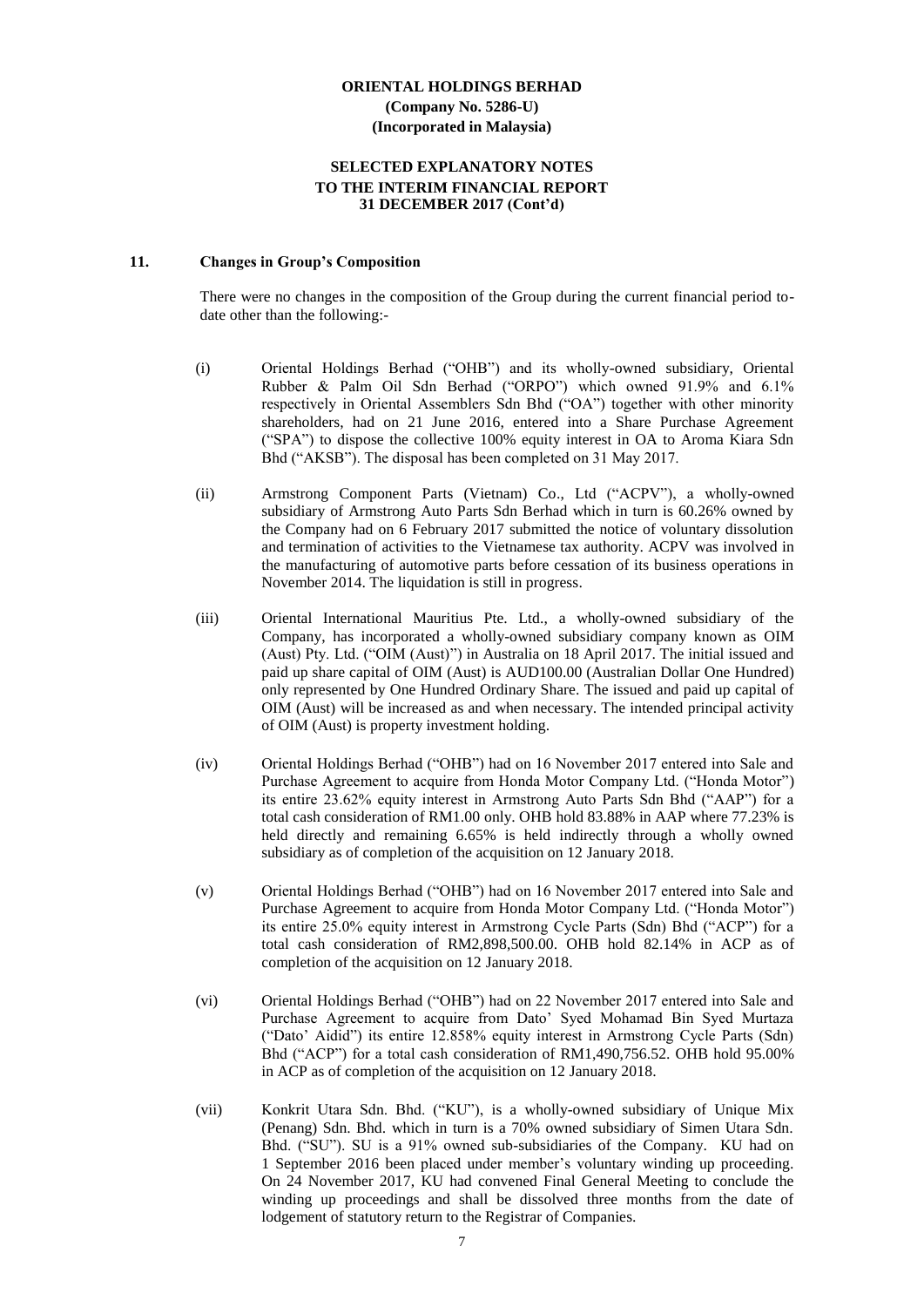**ORIENTAL HOLDINGS BERHAD**
**(Company No. 5286-U)**
**(Incorporated in Malaysia)**

**SELECTED EXPLANATORY NOTES**
**TO THE INTERIM FINANCIAL REPORT**
**31 DECEMBER 2017 (Cont'd)**

## 11. Changes in Group's Composition

There were no changes in the composition of the Group during the current financial period to-date other than the following:-

(i) Oriental Holdings Berhad ("OHB") and its wholly-owned subsidiary, Oriental Rubber & Palm Oil Sdn Berhad ("ORPO") which owned 91.9% and 6.1% respectively in Oriental Assemblers Sdn Bhd ("OA") together with other minority shareholders, had on 21 June 2016, entered into a Share Purchase Agreement ("SPA") to dispose the collective 100% equity interest in OA to Aroma Kiara Sdn Bhd ("AKSB"). The disposal has been completed on 31 May 2017.

(ii) Armstrong Component Parts (Vietnam) Co., Ltd ("ACPV"), a wholly-owned subsidiary of Armstrong Auto Parts Sdn Berhad which in turn is 60.26% owned by the Company had on 6 February 2017 submitted the notice of voluntary dissolution and termination of activities to the Vietnamese tax authority. ACPV was involved in the manufacturing of automotive parts before cessation of its business operations in November 2014. The liquidation is still in progress.

(iii) Oriental International Mauritius Pte. Ltd., a wholly-owned subsidiary of the Company, has incorporated a wholly-owned subsidiary company known as OIM (Aust) Pty. Ltd. ("OIM (Aust)") in Australia on 18 April 2017. The initial issued and paid up share capital of OIM (Aust) is AUD100.00 (Australian Dollar One Hundred) only represented by One Hundred Ordinary Share. The issued and paid up capital of OIM (Aust) will be increased as and when necessary. The intended principal activity of OIM (Aust) is property investment holding.

(iv) Oriental Holdings Berhad ("OHB") had on 16 November 2017 entered into Sale and Purchase Agreement to acquire from Honda Motor Company Ltd. ("Honda Motor") its entire 23.62% equity interest in Armstrong Auto Parts Sdn Bhd ("AAP") for a total cash consideration of RM1.00 only. OHB hold 83.88% in AAP where 77.23% is held directly and remaining 6.65% is held indirectly through a wholly owned subsidiary as of completion of the acquisition on 12 January 2018.

(v) Oriental Holdings Berhad ("OHB") had on 16 November 2017 entered into Sale and Purchase Agreement to acquire from Honda Motor Company Ltd. ("Honda Motor") its entire 25.0% equity interest in Armstrong Cycle Parts (Sdn) Bhd ("ACP") for a total cash consideration of RM2,898,500.00. OHB hold 82.14% in ACP as of completion of the acquisition on 12 January 2018.

(vi) Oriental Holdings Berhad ("OHB") had on 22 November 2017 entered into Sale and Purchase Agreement to acquire from Dato' Syed Mohamad Bin Syed Murtaza ("Dato' Aidid") its entire 12.858% equity interest in Armstrong Cycle Parts (Sdn) Bhd ("ACP") for a total cash consideration of RM1,490,756.52. OHB hold 95.00% in ACP as of completion of the acquisition on 12 January 2018.

(vii) Konkrit Utara Sdn. Bhd. ("KU"), is a wholly-owned subsidiary of Unique Mix (Penang) Sdn. Bhd. which in turn is a 70% owned subsidiary of Simen Utara Sdn. Bhd. ("SU"). SU is a 91% owned sub-subsidiaries of the Company. KU had on 1 September 2016 been placed under member's voluntary winding up proceeding. On 24 November 2017, KU had convened Final General Meeting to conclude the winding up proceedings and shall be dissolved three months from the date of lodgement of statutory return to the Registrar of Companies.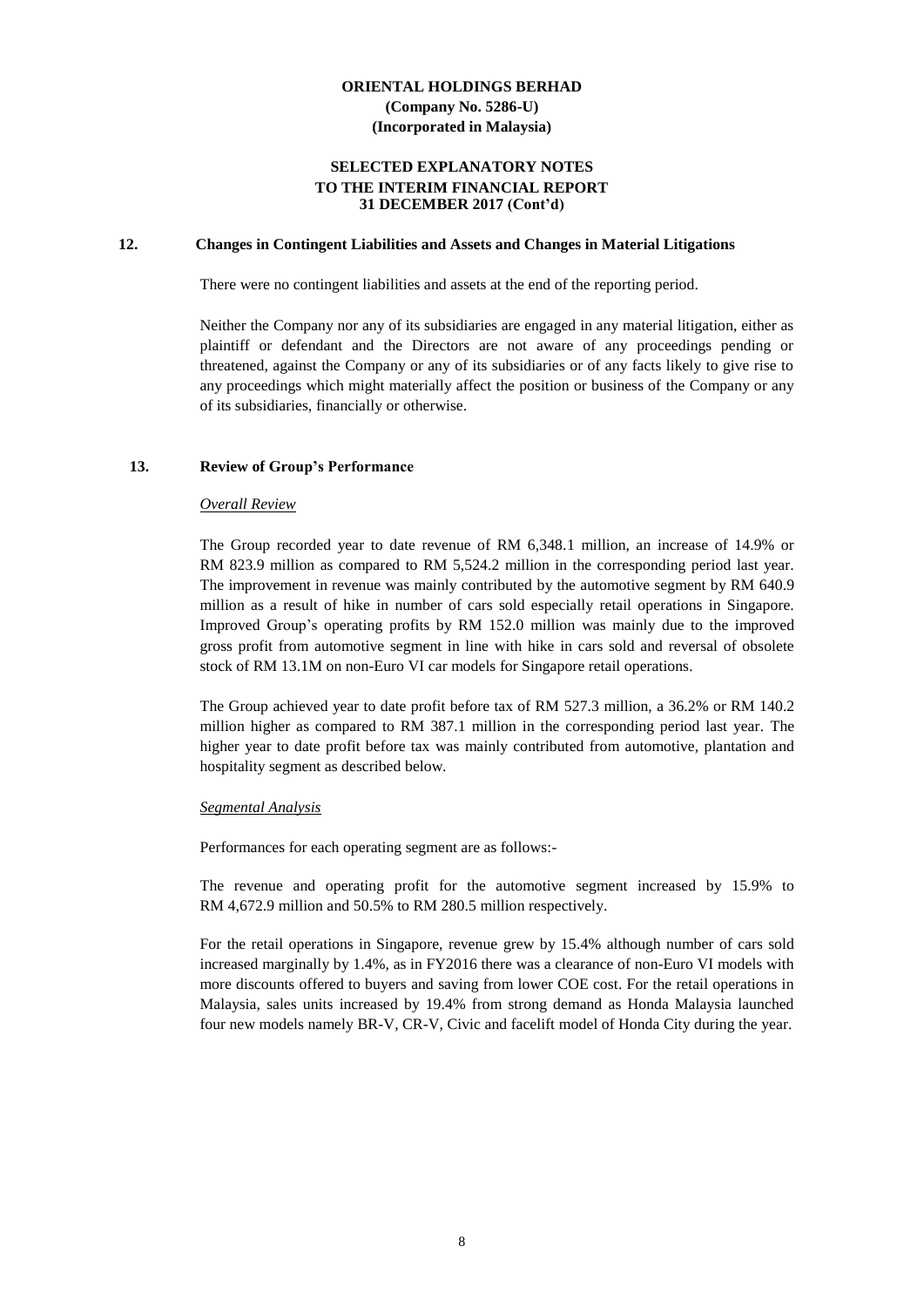## 12. Changes in Contingent Liabilities and Assets and Changes in Material Litigations

There were no contingent liabilities and assets at the end of the reporting period.

Neither the Company nor any of its subsidiaries are engaged in any material litigation, either as plaintiff or defendant and the Directors are not aware of any proceedings pending or threatened, against the Company or any of its subsidiaries or of any facts likely to give rise to any proceedings which might materially affect the position or business of the Company or any of its subsidiaries, financially or otherwise.

## 13. Review of Group's Performance

*Overall Review*

The Group recorded year to date revenue of RM 6,348.1 million, an increase of 14.9% or RM 823.9 million as compared to RM 5,524.2 million in the corresponding period last year. The improvement in revenue was mainly contributed by the automotive segment by RM 640.9 million as a result of hike in number of cars sold especially retail operations in Singapore. Improved Group's operating profits by RM 152.0 million was mainly due to the improved gross profit from automotive segment in line with hike in cars sold and reversal of obsolete stock of RM 13.1M on non-Euro VI car models for Singapore retail operations.

The Group achieved year to date profit before tax of RM 527.3 million, a 36.2% or RM 140.2 million higher as compared to RM 387.1 million in the corresponding period last year. The higher year to date profit before tax was mainly contributed from automotive, plantation and hospitality segment as described below.

*Segmental Analysis*

Performances for each operating segment are as follows:-

The revenue and operating profit for the automotive segment increased by 15.9% to RM 4,672.9 million and 50.5% to RM 280.5 million respectively.

For the retail operations in Singapore, revenue grew by 15.4% although number of cars sold increased marginally by 1.4%, as in FY2016 there was a clearance of non-Euro VI models with more discounts offered to buyers and saving from lower COE cost. For the retail operations in Malaysia, sales units increased by 19.4% from strong demand as Honda Malaysia launched four new models namely BR-V, CR-V, Civic and facelift model of Honda City during the year.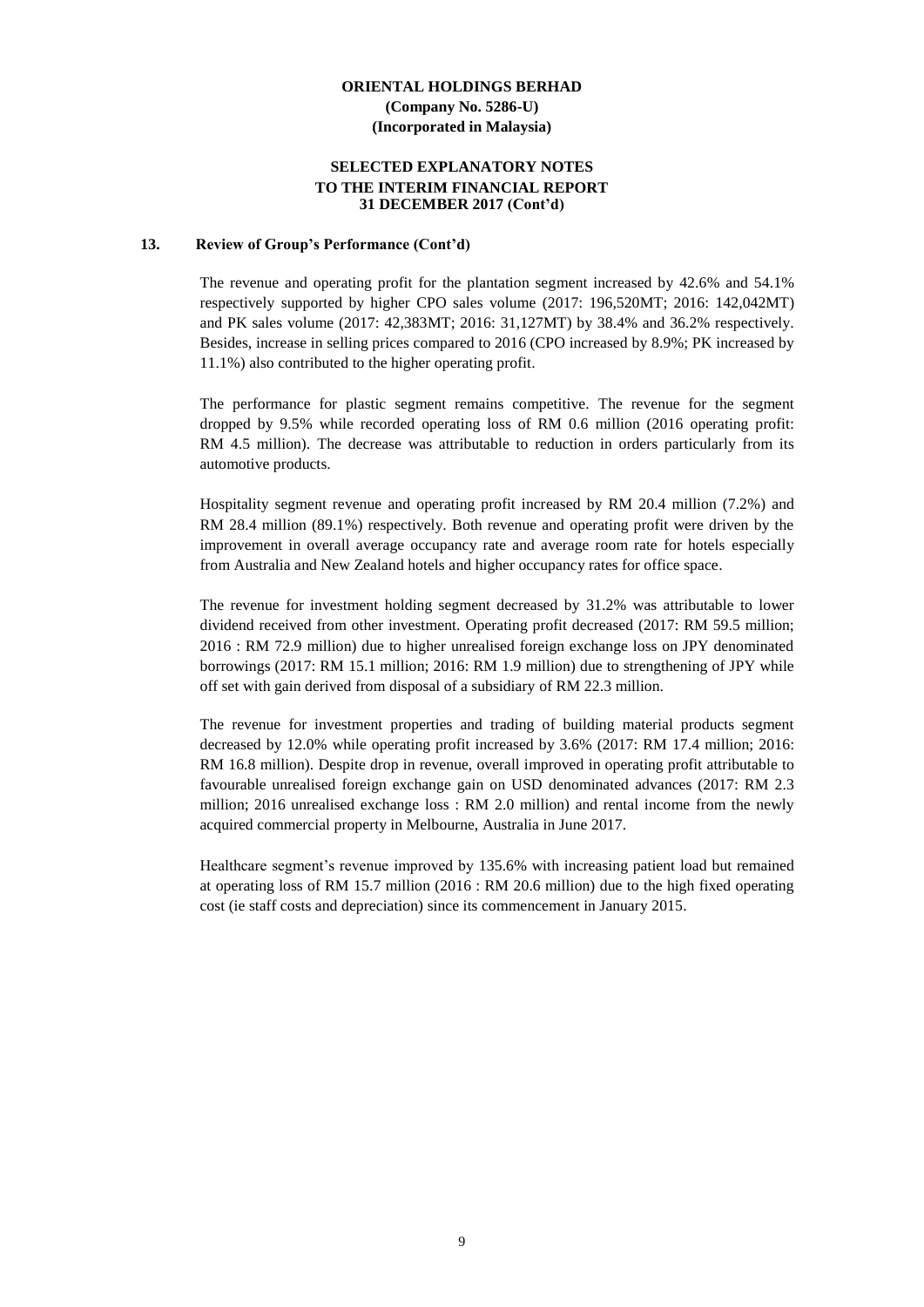## 13. Review of Group's Performance (Cont'd)

The revenue and operating profit for the plantation segment increased by 42.6% and 54.1% respectively supported by higher CPO sales volume (2017: 196,520MT; 2016: 142,042MT) and PK sales volume (2017: 42,383MT; 2016: 31,127MT) by 38.4% and 36.2% respectively. Besides, increase in selling prices compared to 2016 (CPO increased by 8.9%; PK increased by 11.1%) also contributed to the higher operating profit.

The performance for plastic segment remains competitive. The revenue for the segment dropped by 9.5% while recorded operating loss of RM 0.6 million (2016 operating profit: RM 4.5 million). The decrease was attributable to reduction in orders particularly from its automotive products.

Hospitality segment revenue and operating profit increased by RM 20.4 million (7.2%) and RM 28.4 million (89.1%) respectively. Both revenue and operating profit were driven by the improvement in overall average occupancy rate and average room rate for hotels especially from Australia and New Zealand hotels and higher occupancy rates for office space.

The revenue for investment holding segment decreased by 31.2% was attributable to lower dividend received from other investment. Operating profit decreased (2017: RM 59.5 million; 2016 : RM 72.9 million) due to higher unrealised foreign exchange loss on JPY denominated borrowings (2017: RM 15.1 million; 2016: RM 1.9 million) due to strengthening of JPY while off set with gain derived from disposal of a subsidiary of RM 22.3 million.

The revenue for investment properties and trading of building material products segment decreased by 12.0% while operating profit increased by 3.6% (2017: RM 17.4 million; 2016: RM 16.8 million). Despite drop in revenue, overall improved in operating profit attributable to favourable unrealised foreign exchange gain on USD denominated advances (2017: RM 2.3 million; 2016 unrealised exchange loss : RM 2.0 million) and rental income from the newly acquired commercial property in Melbourne, Australia in June 2017.

Healthcare segment's revenue improved by 135.6% with increasing patient load but remained at operating loss of RM 15.7 million (2016 : RM 20.6 million) due to the high fixed operating cost (ie staff costs and depreciation) since its commencement in January 2015.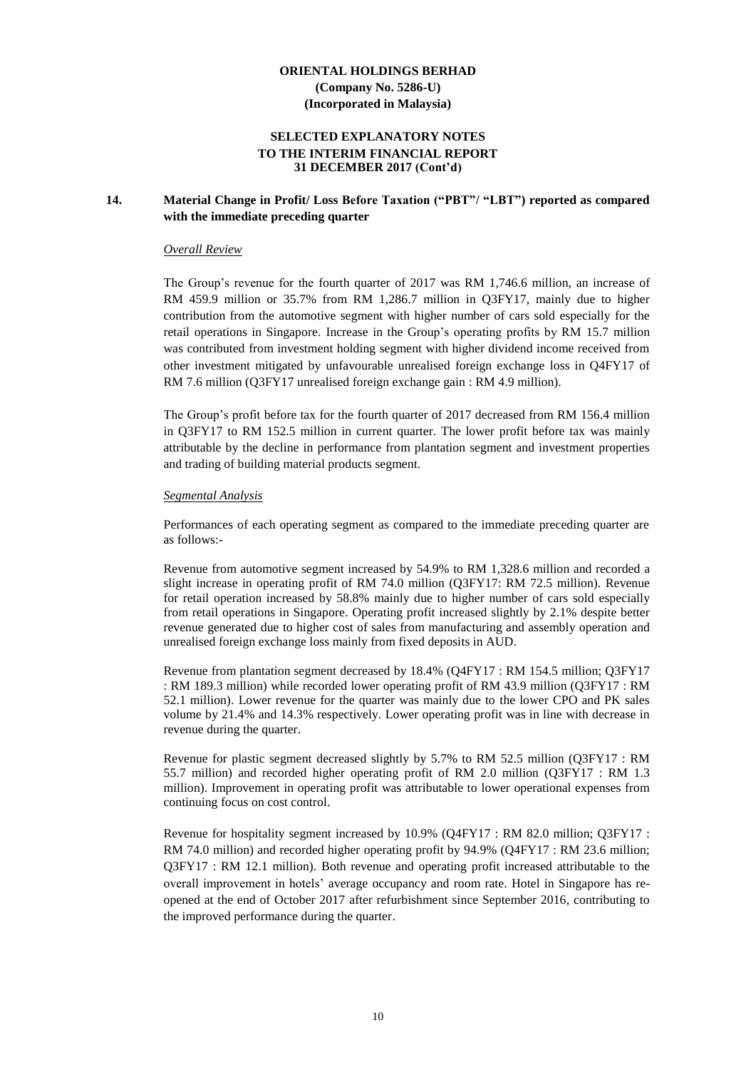**ORIENTAL HOLDINGS BERHAD**
**(Company No. 5286-U)**
**(Incorporated in Malaysia)**

**SELECTED EXPLANATORY NOTES TO THE INTERIM FINANCIAL REPORT 31 DECEMBER 2017 (Cont'd)**

## 14. Material Change in Profit/ Loss Before Taxation ("PBT"/ "LBT") reported as compared with the immediate preceding quarter

*Overall Review*

The Group's revenue for the fourth quarter of 2017 was RM 1,746.6 million, an increase of RM 459.9 million or 35.7% from RM 1,286.7 million in Q3FY17, mainly due to higher contribution from the automotive segment with higher number of cars sold especially for the retail operations in Singapore. Increase in the Group's operating profits by RM 15.7 million was contributed from investment holding segment with higher dividend income received from other investment mitigated by unfavourable unrealised foreign exchange loss in Q4FY17 of RM 7.6 million (Q3FY17 unrealised foreign exchange gain : RM 4.9 million).

The Group's profit before tax for the fourth quarter of 2017 decreased from RM 156.4 million in Q3FY17 to RM 152.5 million in current quarter. The lower profit before tax was mainly attributable by the decline in performance from plantation segment and investment properties and trading of building material products segment.

*Segmental Analysis*

Performances of each operating segment as compared to the immediate preceding quarter are as follows:-

Revenue from automotive segment increased by 54.9% to RM 1,328.6 million and recorded a slight increase in operating profit of RM 74.0 million (Q3FY17: RM 72.5 million). Revenue for retail operation increased by 58.8% mainly due to higher number of cars sold especially from retail operations in Singapore. Operating profit increased slightly by 2.1% despite better revenue generated due to higher cost of sales from manufacturing and assembly operation and unrealised foreign exchange loss mainly from fixed deposits in AUD.

Revenue from plantation segment decreased by 18.4% (Q4FY17 : RM 154.5 million; Q3FY17 : RM 189.3 million) while recorded lower operating profit of RM 43.9 million (Q3FY17 : RM 52.1 million). Lower revenue for the quarter was mainly due to the lower CPO and PK sales volume by 21.4% and 14.3% respectively. Lower operating profit was in line with decrease in revenue during the quarter.

Revenue for plastic segment decreased slightly by 5.7% to RM 52.5 million (Q3FY17 : RM 55.7 million) and recorded higher operating profit of RM 2.0 million (Q3FY17 : RM 1.3 million). Improvement in operating profit was attributable to lower operational expenses from continuing focus on cost control.

Revenue for hospitality segment increased by 10.9% (Q4FY17 : RM 82.0 million; Q3FY17 : RM 74.0 million) and recorded higher operating profit by 94.9% (Q4FY17 : RM 23.6 million; Q3FY17 : RM 12.1 million). Both revenue and operating profit increased attributable to the overall improvement in hotels' average occupancy and room rate. Hotel in Singapore has re-opened at the end of October 2017 after refurbishment since September 2016, contributing to the improved performance during the quarter.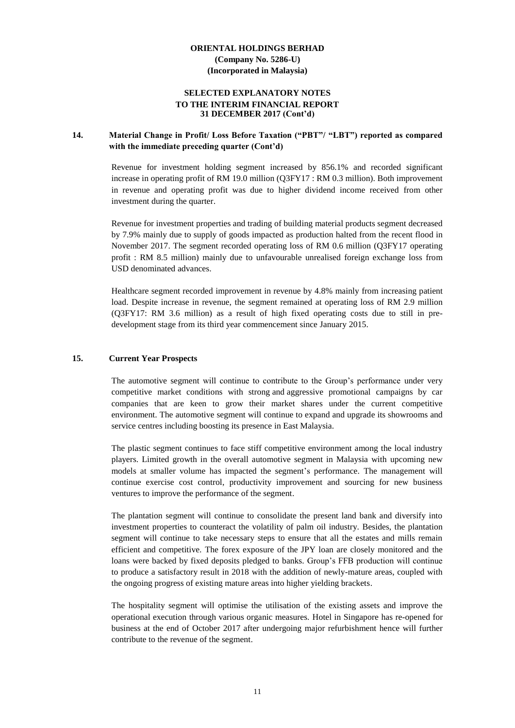## 14. Material Change in Profit/ Loss Before Taxation ("PBT"/ "LBT") reported as compared with the immediate preceding quarter (Cont'd)

Revenue for investment holding segment increased by 856.1% and recorded significant increase in operating profit of RM 19.0 million (Q3FY17 : RM 0.3 million). Both improvement in revenue and operating profit was due to higher dividend income received from other investment during the quarter.

Revenue for investment properties and trading of building material products segment decreased by 7.9% mainly due to supply of goods impacted as production halted from the recent flood in November 2017. The segment recorded operating loss of RM 0.6 million (Q3FY17 operating profit : RM 8.5 million) mainly due to unfavourable unrealised foreign exchange loss from USD denominated advances.

Healthcare segment recorded improvement in revenue by 4.8% mainly from increasing patient load. Despite increase in revenue, the segment remained at operating loss of RM 2.9 million (Q3FY17: RM 3.6 million) as a result of high fixed operating costs due to still in pre-development stage from its third year commencement since January 2015.

## 15. Current Year Prospects

The automotive segment will continue to contribute to the Group's performance under very competitive market conditions with strong and aggressive promotional campaigns by car companies that are keen to grow their market shares under the current competitive environment. The automotive segment will continue to expand and upgrade its showrooms and service centres including boosting its presence in East Malaysia.

The plastic segment continues to face stiff competitive environment among the local industry players. Limited growth in the overall automotive segment in Malaysia with upcoming new models at smaller volume has impacted the segment's performance. The management will continue exercise cost control, productivity improvement and sourcing for new business ventures to improve the performance of the segment.

The plantation segment will continue to consolidate the present land bank and diversify into investment properties to counteract the volatility of palm oil industry. Besides, the plantation segment will continue to take necessary steps to ensure that all the estates and mills remain efficient and competitive. The forex exposure of the JPY loan are closely monitored and the loans were backed by fixed deposits pledged to banks. Group's FFB production will continue to produce a satisfactory result in 2018 with the addition of newly-mature areas, coupled with the ongoing progress of existing mature areas into higher yielding brackets.

The hospitality segment will optimise the utilisation of the existing assets and improve the operational execution through various organic measures. Hotel in Singapore has re-opened for business at the end of October 2017 after undergoing major refurbishment hence will further contribute to the revenue of the segment.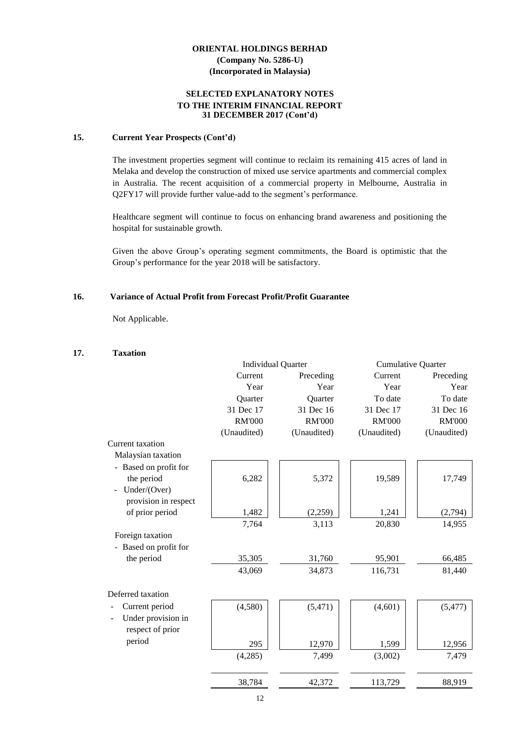**ORIENTAL HOLDINGS BERHAD**
**(Company No. 5286-U)**
**(Incorporated in Malaysia)**

**SELECTED EXPLANATORY NOTES**
**TO THE INTERIM FINANCIAL REPORT**
**31 DECEMBER 2017 (Cont'd)**

## 15. Current Year Prospects (Cont'd)

The investment properties segment will continue to reclaim its remaining 415 acres of land in Melaka and develop the construction of mixed use service apartments and commercial complex in Australia. The recent acquisition of a commercial property in Melbourne, Australia in Q2FY17 will provide further value-add to the segment's performance.

Healthcare segment will continue to focus on enhancing brand awareness and positioning the hospital for sustainable growth.

Given the above Group's operating segment commitments, the Board is optimistic that the Group's performance for the year 2018 will be satisfactory.

## 16. Variance of Actual Profit from Forecast Profit/Profit Guarantee

Not Applicable.

## 17. Taxation

| | Individual Quarter | | Cumulative Quarter | |
|---|---|---|---|---|
| | Current Year Quarter 31 Dec 17 RM'000 (Unaudited) | Preceding Year Quarter 31 Dec 16 RM'000 (Unaudited) | Current Year To date 31 Dec 17 RM'000 (Unaudited) | Preceding Year To date 31 Dec 16 RM'000 (Unaudited) |
| Current taxation | | | | |
| Malaysian taxation | | | | |
| - Based on profit for the period | 6,282 | 5,372 | 19,589 | 17,749 |
| - Under/(Over) provision in respect of prior period | 1,482 | (2,259) | 1,241 | (2,794) |
| | 7,764 | 3,113 | 20,830 | 14,955 |
| Foreign taxation | | | | |
| - Based on profit for the period | 35,305 | 31,760 | 95,901 | 66,485 |
| | 43,069 | 34,873 | 116,731 | 81,440 |
| Deferred taxation | | | | |
| - Current period | (4,580) | (5,471) | (4,601) | (5,477) |
| - Under provision in respect of prior period | 295 | 12,970 | 1,599 | 12,956 |
| | (4,285) | 7,499 | (3,002) | 7,479 |
| | 38,784 | 42,372 | 113,729 | 88,919 |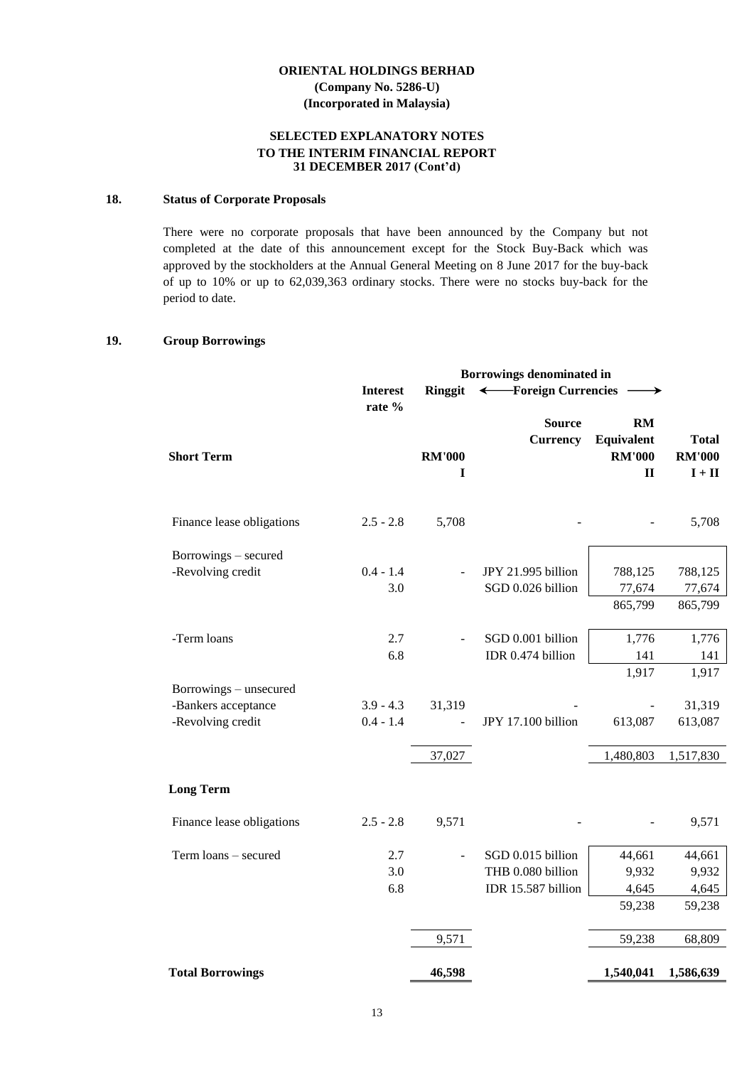**ORIENTAL HOLDINGS BERHAD**
**(Company No. 5286-U)**
**(Incorporated in Malaysia)**

**SELECTED EXPLANATORY NOTES**
**TO THE INTERIM FINANCIAL REPORT**
**31 DECEMBER 2017 (Cont'd)**

## 18. Status of Corporate Proposals

There were no corporate proposals that have been announced by the Company but not completed at the date of this announcement except for the Stock Buy-Back which was approved by the stockholders at the Annual General Meeting on 8 June 2017 for the buy-back of up to 10% or up to 62,039,363 ordinary stocks. There were no stocks buy-back for the period to date.

## 19. Group Borrowings

| | Interest rate % | Ringgit | Foreign Currencies | | |
|---|---|---|---|---|---|
| | | | Source Currency | RM Equivalent | Total |
| **Short Term** | | RM'000 | | RM'000 | RM'000 |
| | | I | | II | I + II |
| Finance lease obligations | 2.5 - 2.8 | 5,708 | - | - | 5,708 |
| Borrowings – secured | | | | | |
| -Revolving credit | 0.4 - 1.4 | - | JPY 21.995 billion | 788,125 | 788,125 |
| | 3.0 | | SGD 0.026 billion | 77,674 | 77,674 |
| | | | | 865,799 | 865,799 |
| -Term loans | 2.7 | - | SGD 0.001 billion | 1,776 | 1,776 |
| | 6.8 | | IDR 0.474 billion | 141 | 141 |
| | | | | 1,917 | 1,917 |
| Borrowings – unsecured | | | | | |
| -Bankers acceptance | 3.9 - 4.3 | 31,319 | - | - | 31,319 |
| -Revolving credit | 0.4 - 1.4 | - | JPY 17.100 billion | 613,087 | 613,087 |
| | | 37,027 | | 1,480,803 | 1,517,830 |
| **Long Term** | | | | | |
| Finance lease obligations | 2.5 - 2.8 | 9,571 | - | - | 9,571 |
| Term loans – secured | 2.7 | - | SGD 0.015 billion | 44,661 | 44,661 |
| | 3.0 | | THB 0.080 billion | 9,932 | 9,932 |
| | 6.8 | | IDR 15.587 billion | 4,645 | 4,645 |
| | | | | 59,238 | 59,238 |
| | | 9,571 | | 59,238 | 68,809 |
| **Total Borrowings** | | **46,598** | | **1,540,041** | **1,586,639** |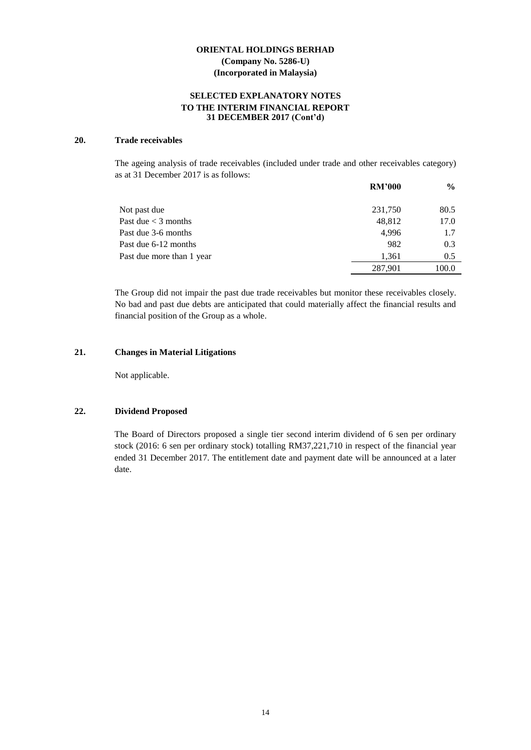## 20. Trade receivables

The ageing analysis of trade receivables (included under trade and other receivables category) as at 31 December 2017 is as follows:

| | RM'000 | % |
|---|---|---|
| Not past due | 231,750 | 80.5 |
| Past due < 3 months | 48,812 | 17.0 |
| Past due 3-6 months | 4,996 | 1.7 |
| Past due 6-12 months | 982 | 0.3 |
| Past due more than 1 year | 1,361 | 0.5 |
| | 287,901 | 100.0 |

The Group did not impair the past due trade receivables but monitor these receivables closely. No bad and past due debts are anticipated that could materially affect the financial results and financial position of the Group as a whole.

## 21. Changes in Material Litigations

Not applicable.

## 22. Dividend Proposed

The Board of Directors proposed a single tier second interim dividend of 6 sen per ordinary stock (2016: 6 sen per ordinary stock) totalling RM37,221,710 in respect of the financial year ended 31 December 2017. The entitlement date and payment date will be announced at a later date.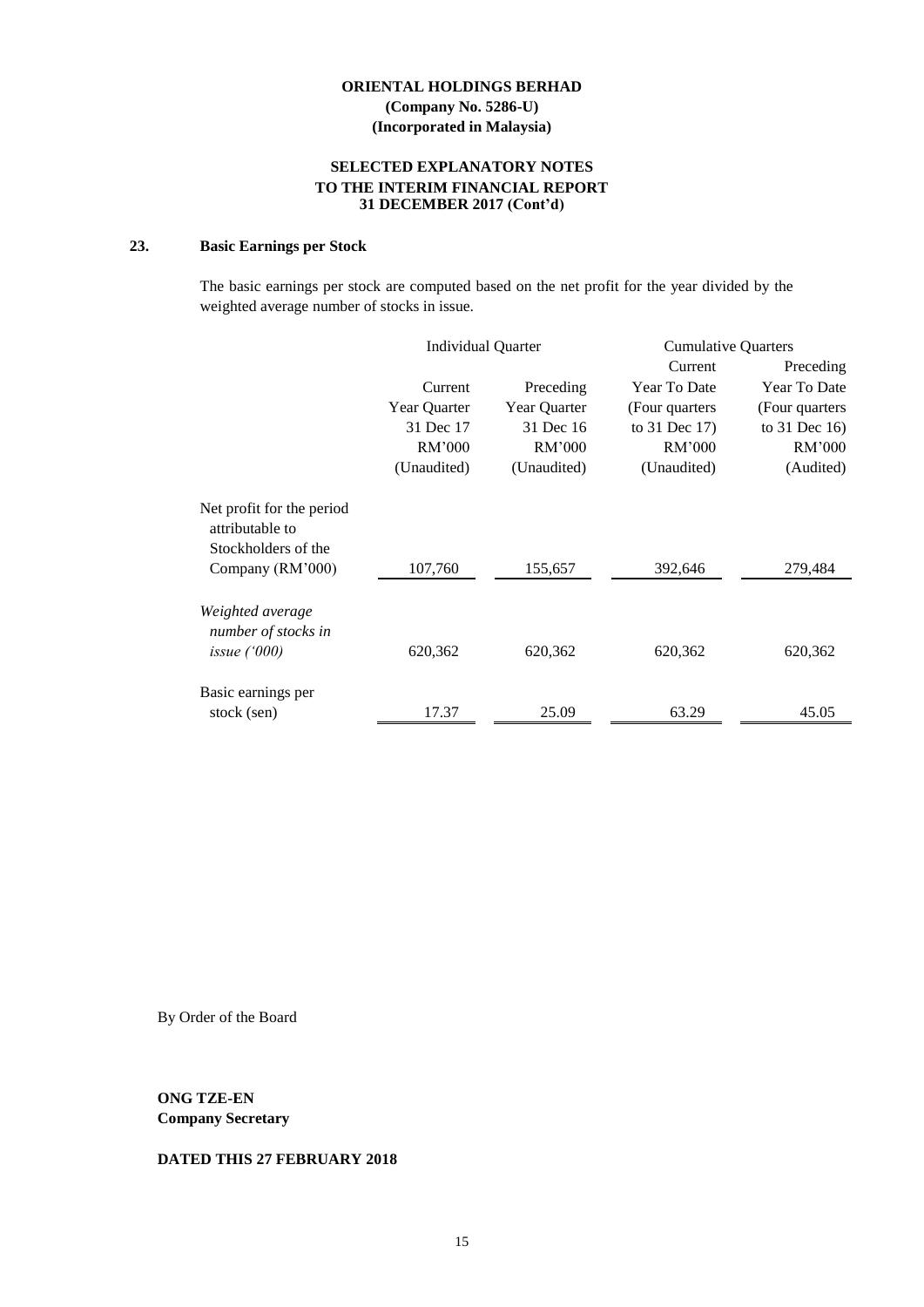**ORIENTAL HOLDINGS BERHAD**
**(Company No. 5286-U)**
**(Incorporated in Malaysia)**

**SELECTED EXPLANATORY NOTES**
**TO THE INTERIM FINANCIAL REPORT**
**31 DECEMBER 2017 (Cont'd)**

## 23. Basic Earnings per Stock

The basic earnings per stock are computed based on the net profit for the year divided by the weighted average number of stocks in issue.

| | Individual Quarter | | Cumulative Quarters | |
|---|---|---|---|---|
| | Current Year Quarter 31 Dec 17 RM'000 (Unaudited) | Preceding Year Quarter 31 Dec 16 RM'000 (Unaudited) | Current Year To Date (Four quarters to 31 Dec 17) RM'000 (Unaudited) | Preceding Year To Date (Four quarters to 31 Dec 16) RM'000 (Audited) |
| Net profit for the period attributable to Stockholders of the Company (RM'000) | 107,760 | 155,657 | 392,646 | 279,484 |
| *Weighted average number of stocks in issue ('000)* | 620,362 | 620,362 | 620,362 | 620,362 |
| Basic earnings per stock (sen) | 17.37 | 25.09 | 63.29 | 45.05 |

By Order of the Board

**ONG TZE-EN**
**Company Secretary**

**DATED THIS 27 FEBRUARY 2018**